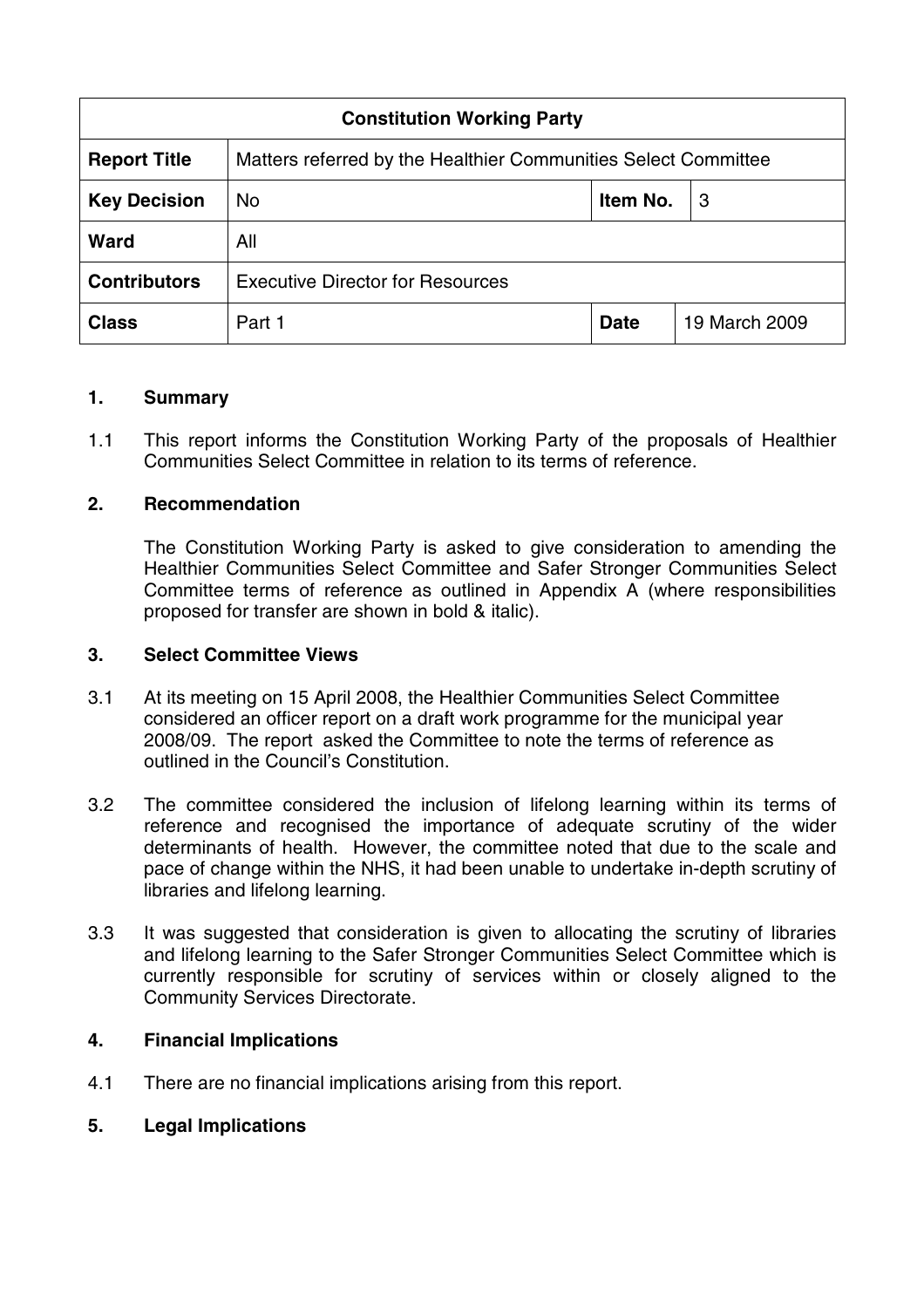| Constitution Working Party | | | |
|---|---|---|---|
| **Report Title** | Matters referred by the Healthier Communities Select Committee | | |
| **Key Decision** | No | **Item No.** | 3 |
| **Ward** | All | | |
| **Contributors** | Executive Director for Resources | | |
| **Class** | Part 1 | **Date** | 19 March 2009 |

## 1. Summary

1.1 This report informs the Constitution Working Party of the proposals of Healthier Communities Select Committee in relation to its terms of reference.

## 2. Recommendation

The Constitution Working Party is asked to give consideration to amending the Healthier Communities Select Committee and Safer Stronger Communities Select Committee terms of reference as outlined in Appendix A (where responsibilities proposed for transfer are shown in bold & italic).

## 3. Select Committee Views

3.1 At its meeting on 15 April 2008, the Healthier Communities Select Committee considered an officer report on a draft work programme for the municipal year 2008/09. The report asked the Committee to note the terms of reference as outlined in the Council's Constitution.

3.2 The committee considered the inclusion of lifelong learning within its terms of reference and recognised the importance of adequate scrutiny of the wider determinants of health. However, the committee noted that due to the scale and pace of change within the NHS, it had been unable to undertake in-depth scrutiny of libraries and lifelong learning.

3.3 It was suggested that consideration is given to allocating the scrutiny of libraries and lifelong learning to the Safer Stronger Communities Select Committee which is currently responsible for scrutiny of services within or closely aligned to the Community Services Directorate.

## 4. Financial Implications

4.1 There are no financial implications arising from this report.

## 5. Legal Implications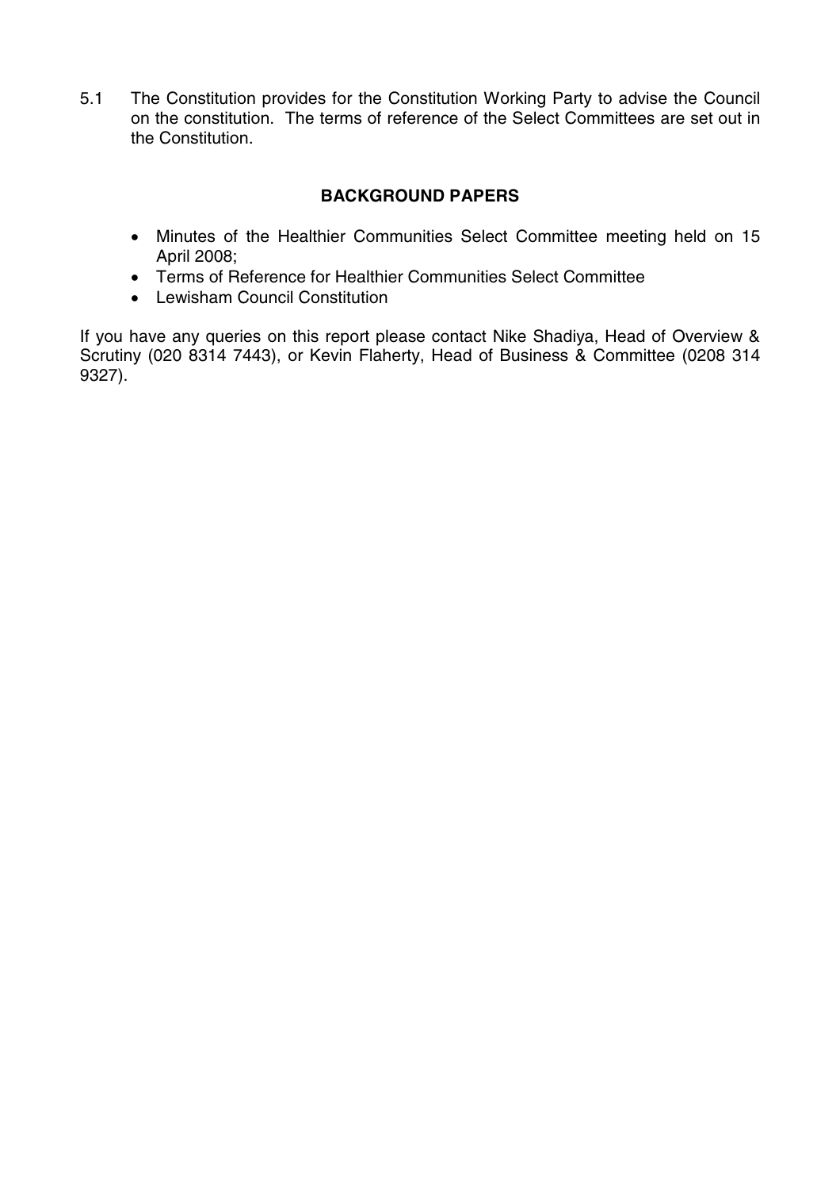5.1 The Constitution provides for the Constitution Working Party to advise the Council on the constitution. The terms of reference of the Select Committees are set out in the Constitution.

## BACKGROUND PAPERS

- Minutes of the Healthier Communities Select Committee meeting held on 15 April 2008;
- Terms of Reference for Healthier Communities Select Committee
- Lewisham Council Constitution

If you have any queries on this report please contact Nike Shadiya, Head of Overview & Scrutiny (020 8314 7443), or Kevin Flaherty, Head of Business & Committee (0208 314 9327).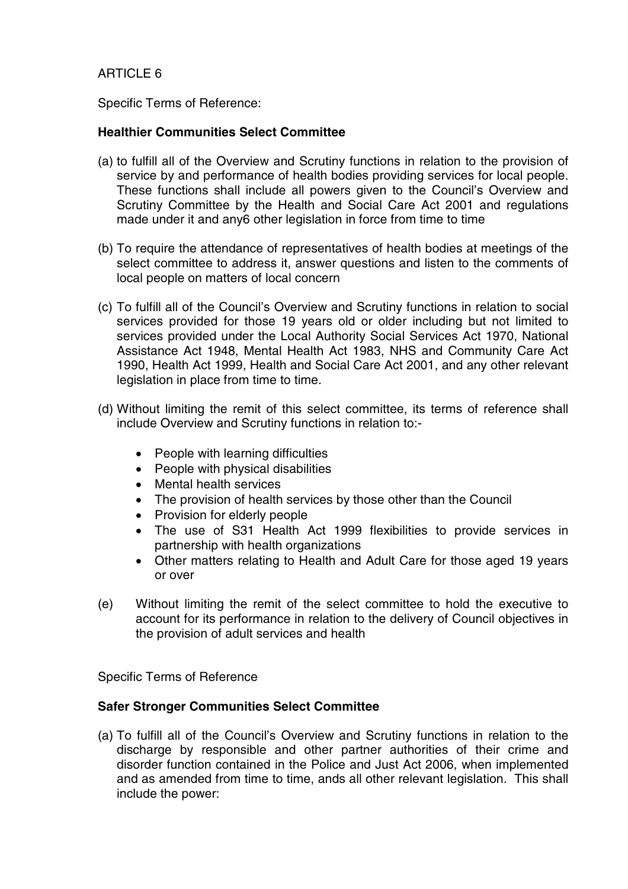ARTICLE 6

Specific Terms of Reference:

**Healthier Communities Select Committee**

(a) to fulfill all of the Overview and Scrutiny functions in relation to the provision of service by and performance of health bodies providing services for local people. These functions shall include all powers given to the Council's Overview and Scrutiny Committee by the Health and Social Care Act 2001 and regulations made under it and any6 other legislation in force from time to time

(b) To require the attendance of representatives of health bodies at meetings of the select committee to address it, answer questions and listen to the comments of local people on matters of local concern

(c) To fulfill all of the Council's Overview and Scrutiny functions in relation to social services provided for those 19 years old or older including but not limited to services provided under the Local Authority Social Services Act 1970, National Assistance Act 1948, Mental Health Act 1983, NHS and Community Care Act 1990, Health Act 1999, Health and Social Care Act 2001, and any other relevant legislation in place from time to time.

(d) Without limiting the remit of this select committee, its terms of reference shall include Overview and Scrutiny functions in relation to:-

- People with learning difficulties
- People with physical disabilities
- Mental health services
- The provision of health services by those other than the Council
- Provision for elderly people
- The use of S31 Health Act 1999 flexibilities to provide services in partnership with health organizations
- Other matters relating to Health and Adult Care for those aged 19 years or over

(e) Without limiting the remit of the select committee to hold the executive to account for its performance in relation to the delivery of Council objectives in the provision of adult services and health

Specific Terms of Reference

**Safer Stronger Communities Select Committee**

(a) To fulfill all of the Council's Overview and Scrutiny functions in relation to the discharge by responsible and other partner authorities of their crime and disorder function contained in the Police and Just Act 2006, when implemented and as amended from time to time, ands all other relevant legislation. This shall include the power: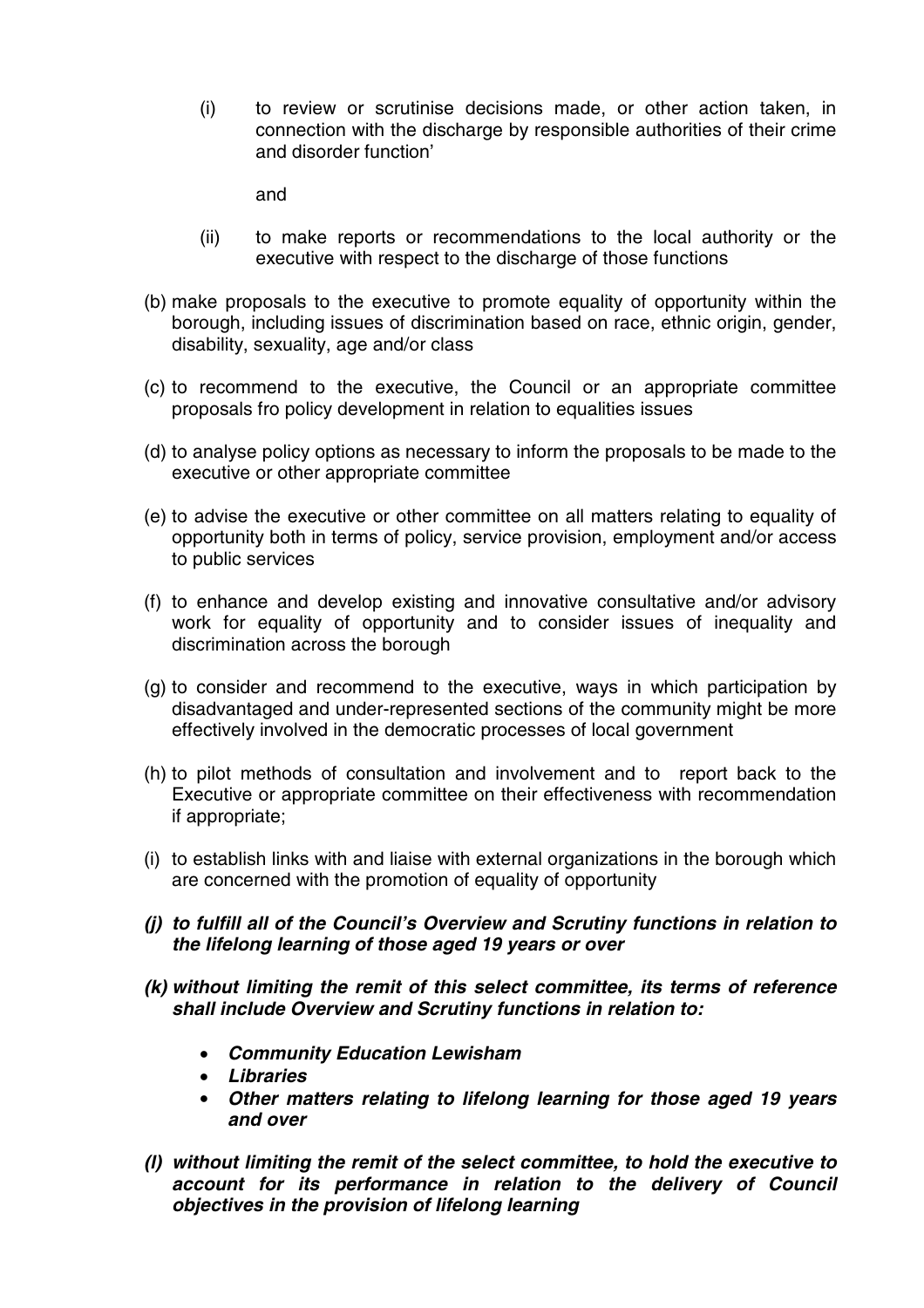(i) to review or scrutinise decisions made, or other action taken, in connection with the discharge by responsible authorities of their crime and disorder function'

and

(ii) to make reports or recommendations to the local authority or the executive with respect to the discharge of those functions

(b) make proposals to the executive to promote equality of opportunity within the borough, including issues of discrimination based on race, ethnic origin, gender, disability, sexuality, age and/or class

(c) to recommend to the executive, the Council or an appropriate committee proposals fro policy development in relation to equalities issues

(d) to analyse policy options as necessary to inform the proposals to be made to the executive or other appropriate committee

(e) to advise the executive or other committee on all matters relating to equality of opportunity both in terms of policy, service provision, employment and/or access to public services

(f) to enhance and develop existing and innovative consultative and/or advisory work for equality of opportunity and to consider issues of inequality and discrimination across the borough

(g) to consider and recommend to the executive, ways in which participation by disadvantaged and under-represented sections of the community might be more effectively involved in the democratic processes of local government

(h) to pilot methods of consultation and involvement and to report back to the Executive or appropriate committee on their effectiveness with recommendation if appropriate;

(i) to establish links with and liaise with external organizations in the borough which are concerned with the promotion of equality of opportunity

***(j) to fulfill all of the Council's Overview and Scrutiny functions in relation to the lifelong learning of those aged 19 years or over***

***(k) without limiting the remit of this select committee, its terms of reference shall include Overview and Scrutiny functions in relation to:***

- ***Community Education Lewisham***
- ***Libraries***
- ***Other matters relating to lifelong learning for those aged 19 years and over***

***(l) without limiting the remit of the select committee, to hold the executive to account for its performance in relation to the delivery of Council objectives in the provision of lifelong learning***